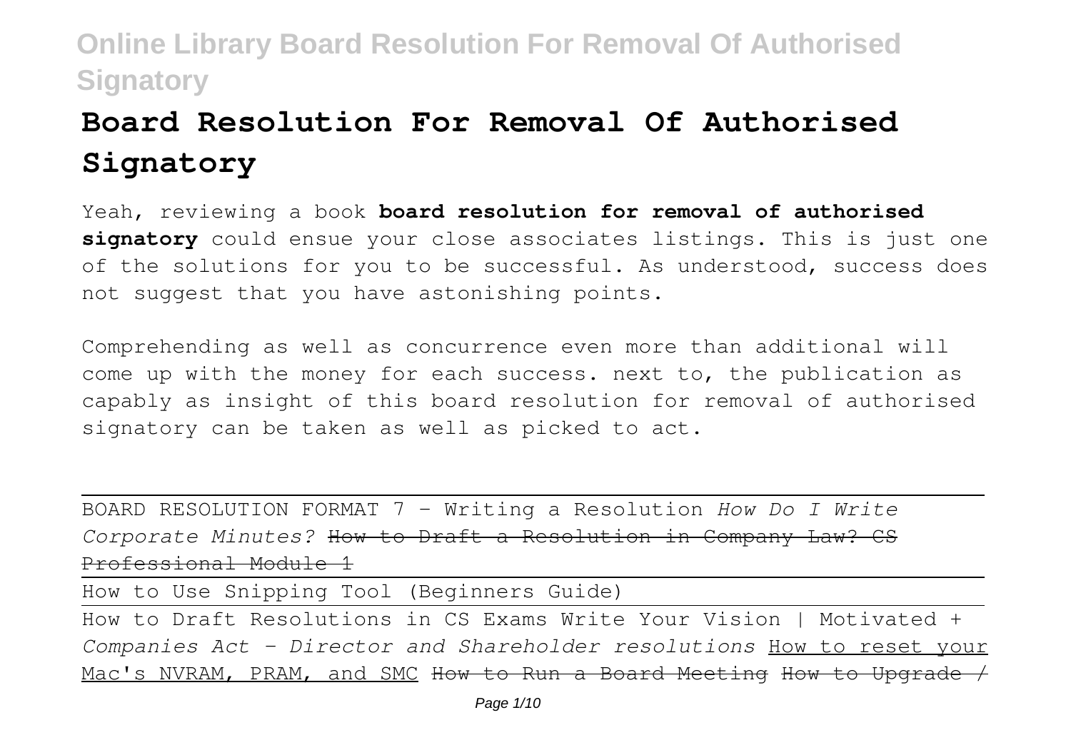# Board Resolution For Removal Of Authorised Signatory

Yeah, reviewing a book **board resolution for removal of authorised signatory** could ensue your close associates listings. This is just one of the solutions for you to be successful. As understood, success does not suggest that you have astonishing points.

Comprehending as well as concurrence even more than additional will come up with the money for each success. next to, the publication as capably as insight of this board resolution for removal of authorised signatory can be taken as well as picked to act.

BOARD RESOLUTION FORMAT 7 - Writing a Resolution *How Do I Write Corporate Minutes?* ~~How to Draft a Resolution in Company Law? CS Professional Module 1~~

How to Use Snipping Tool (Beginners Guide)

How to Draft Resolutions in CS Exams Write Your Vision | Motivated + *Companies Act - Director and Shareholder resolutions* How to reset your Mac's NVRAM, PRAM, and SMC ~~How to Run a Board Meeting~~ ~~How to Upgrade /~~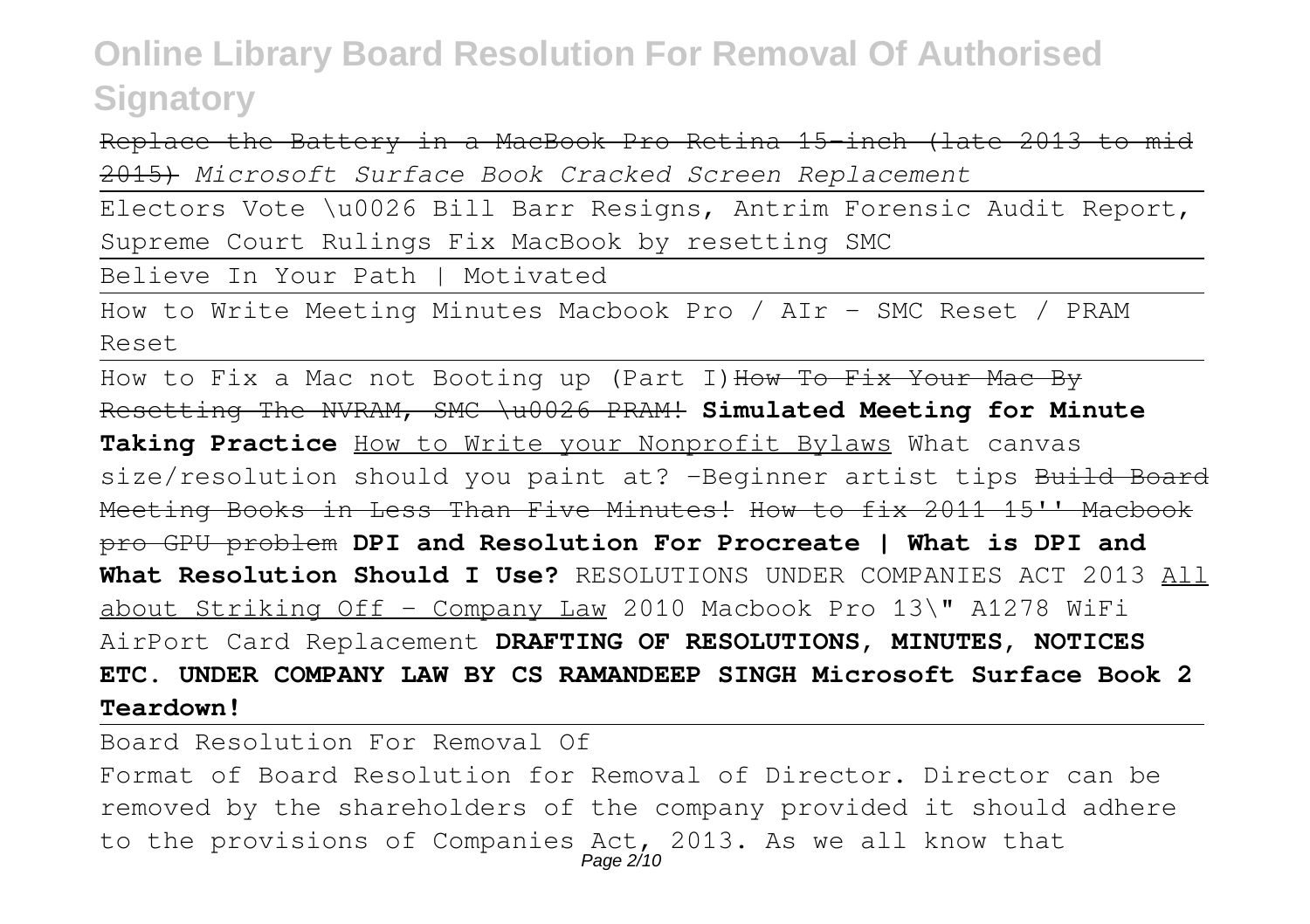~~Replace the Battery in a MacBook Pro Retina 15-inch (late 2013 to mid 2015)~~ *Microsoft Surface Book Cracked Screen Replacement*

Electors Vote \u0026 Bill Barr Resigns, Antrim Forensic Audit Report, Supreme Court Rulings Fix MacBook by resetting SMC

Believe In Your Path | Motivated

How to Write Meeting Minutes Macbook Pro / AIr - SMC Reset / PRAM Reset

How to Fix a Mac not Booting up (Part I) ~~How To Fix Your Mac By Resetting The NVRAM, SMC \u0026 PRAM!~~ **Simulated Meeting for Minute Taking Practice** How to Write your Nonprofit Bylaws What canvas size/resolution should you paint at? -Beginner artist tips ~~Build Board Meeting Books in Less Than Five Minutes! How to fix 2011 15'' Macbook pro GPU problem~~ **DPI and Resolution For Procreate | What is DPI and What Resolution Should I Use?** RESOLUTIONS UNDER COMPANIES ACT 2013 All about Striking Off - Company Law 2010 Macbook Pro 13\" A1278 WiFi AirPort Card Replacement **DRAFTING OF RESOLUTIONS, MINUTES, NOTICES ETC. UNDER COMPANY LAW BY CS RAMANDEEP SINGH Microsoft Surface Book 2 Teardown!**

Board Resolution For Removal Of

Format of Board Resolution for Removal of Director. Director can be removed by the shareholders of the company provided it should adhere to the provisions of Companies Act, 2013. As we all know that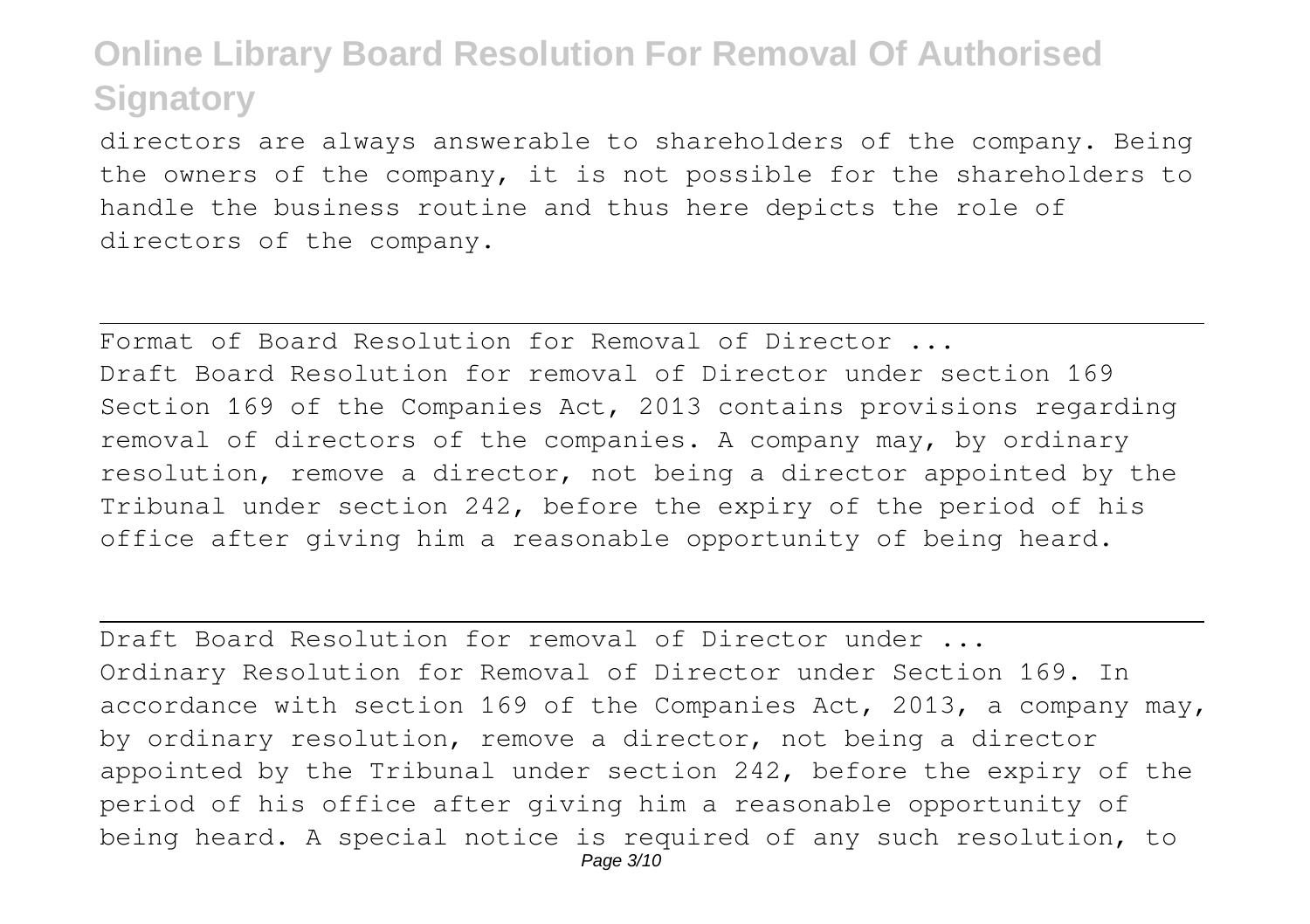directors are always answerable to shareholders of the company. Being the owners of the company, it is not possible for the shareholders to handle the business routine and thus here depicts the role of directors of the company.

## Format of Board Resolution for Removal of Director ...

Draft Board Resolution for removal of Director under section 169 Section 169 of the Companies Act, 2013 contains provisions regarding removal of directors of the companies. A company may, by ordinary resolution, remove a director, not being a director appointed by the Tribunal under section 242, before the expiry of the period of his office after giving him a reasonable opportunity of being heard.

## Draft Board Resolution for removal of Director under ...

Ordinary Resolution for Removal of Director under Section 169. In accordance with section 169 of the Companies Act, 2013, a company may, by ordinary resolution, remove a director, not being a director appointed by the Tribunal under section 242, before the expiry of the period of his office after giving him a reasonable opportunity of being heard. A special notice is required of any such resolution, to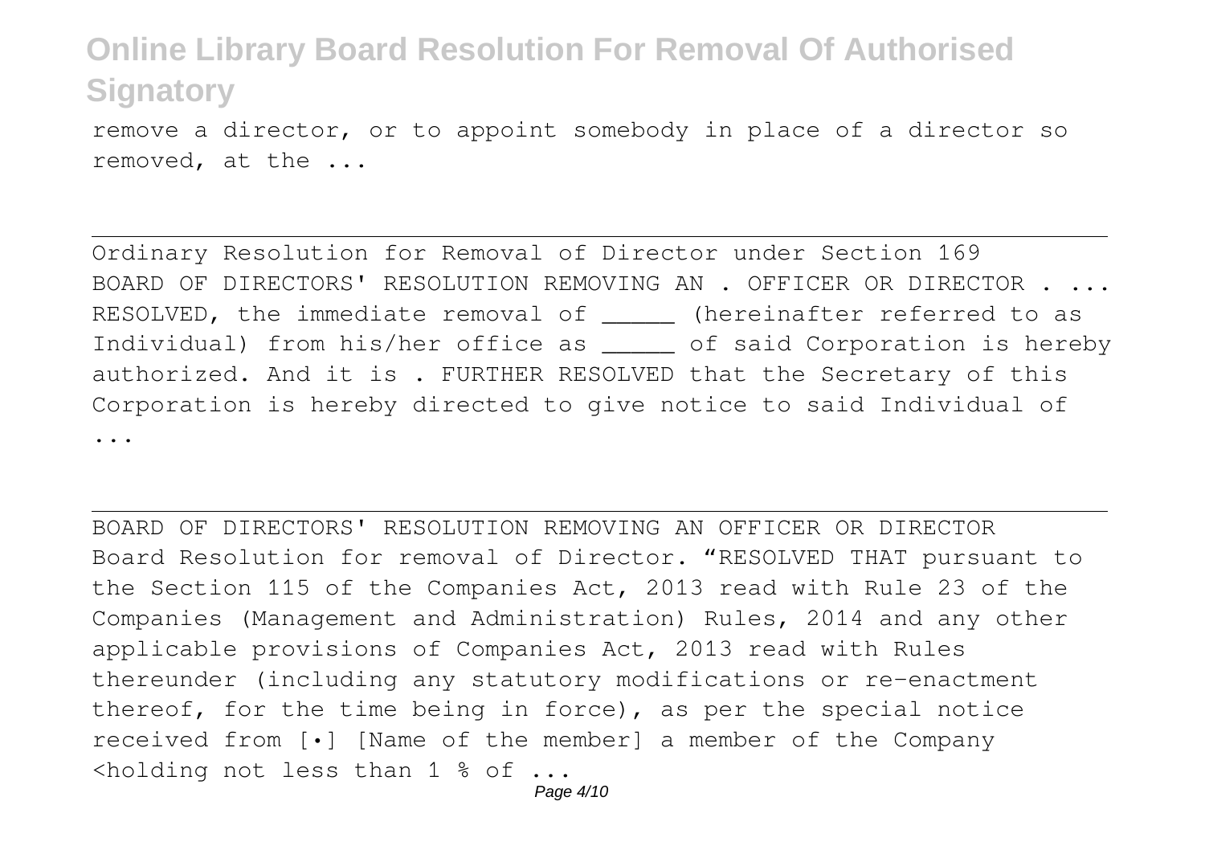remove a director, or to appoint somebody in place of a director so removed, at the ...

Ordinary Resolution for Removal of Director under Section 169
BOARD OF DIRECTORS' RESOLUTION REMOVING AN . OFFICER OR DIRECTOR . ... RESOLVED, the immediate removal of _____ (hereinafter referred to as Individual) from his/her office as _____ of said Corporation is hereby authorized. And it is . FURTHER RESOLVED that the Secretary of this Corporation is hereby directed to give notice to said Individual of ...

BOARD OF DIRECTORS' RESOLUTION REMOVING AN OFFICER OR DIRECTOR
Board Resolution for removal of Director. "RESOLVED THAT pursuant to the Section 115 of the Companies Act, 2013 read with Rule 23 of the Companies (Management and Administration) Rules, 2014 and any other applicable provisions of Companies Act, 2013 read with Rules thereunder (including any statutory modifications or re-enactment thereof, for the time being in force), as per the special notice received from [•] [Name of the member] a member of the Company <holding not less than 1 % of ...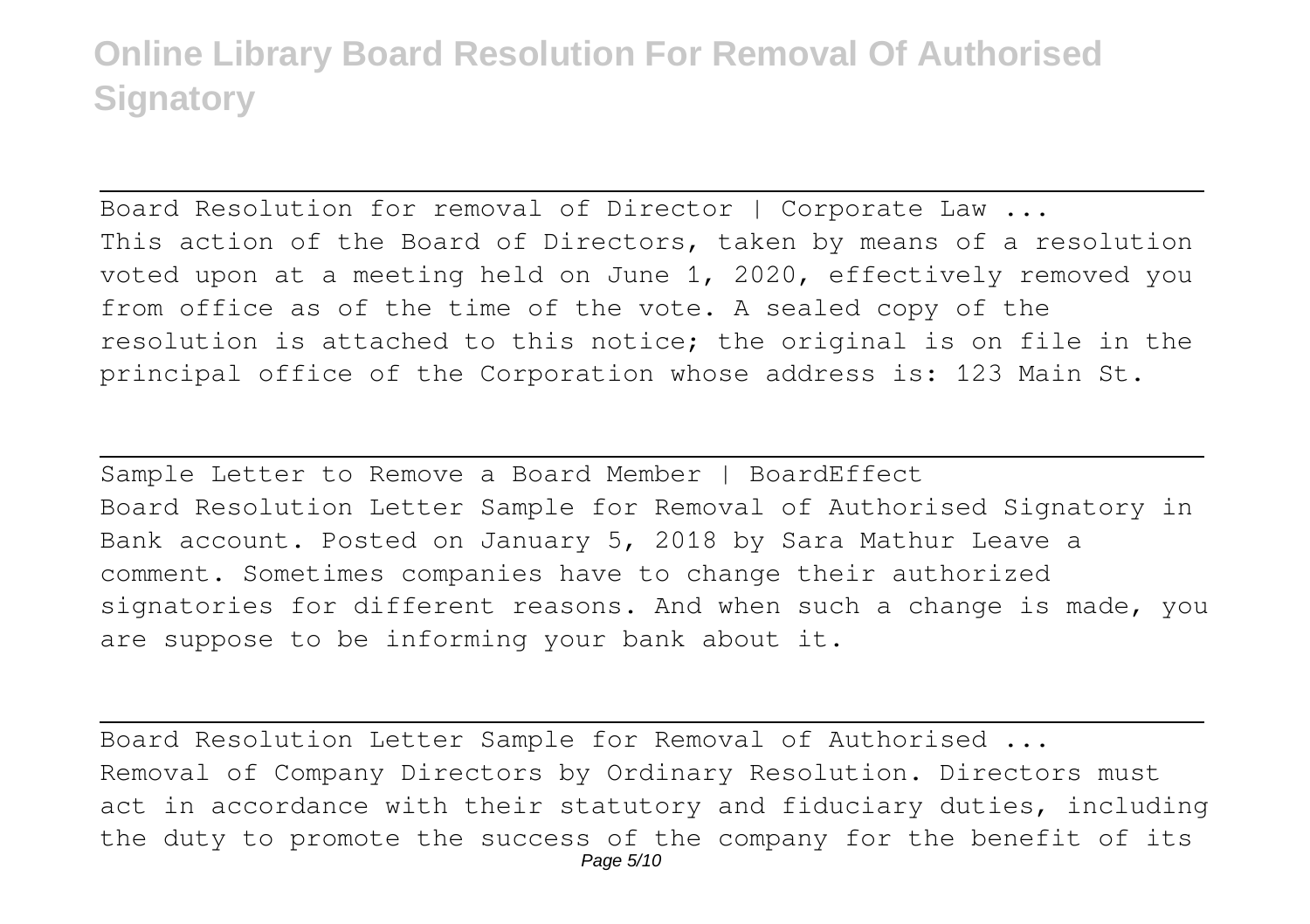Board Resolution for removal of Director | Corporate Law ...

This action of the Board of Directors, taken by means of a resolution voted upon at a meeting held on June 1, 2020, effectively removed you from office as of the time of the vote. A sealed copy of the resolution is attached to this notice; the original is on file in the principal office of the Corporation whose address is: 123 Main St.

Sample Letter to Remove a Board Member | BoardEffect

Board Resolution Letter Sample for Removal of Authorised Signatory in Bank account. Posted on January 5, 2018 by Sara Mathur Leave a comment. Sometimes companies have to change their authorized signatories for different reasons. And when such a change is made, you are suppose to be informing your bank about it.

Board Resolution Letter Sample for Removal of Authorised ...

Removal of Company Directors by Ordinary Resolution. Directors must act in accordance with their statutory and fiduciary duties, including the duty to promote the success of the company for the benefit of its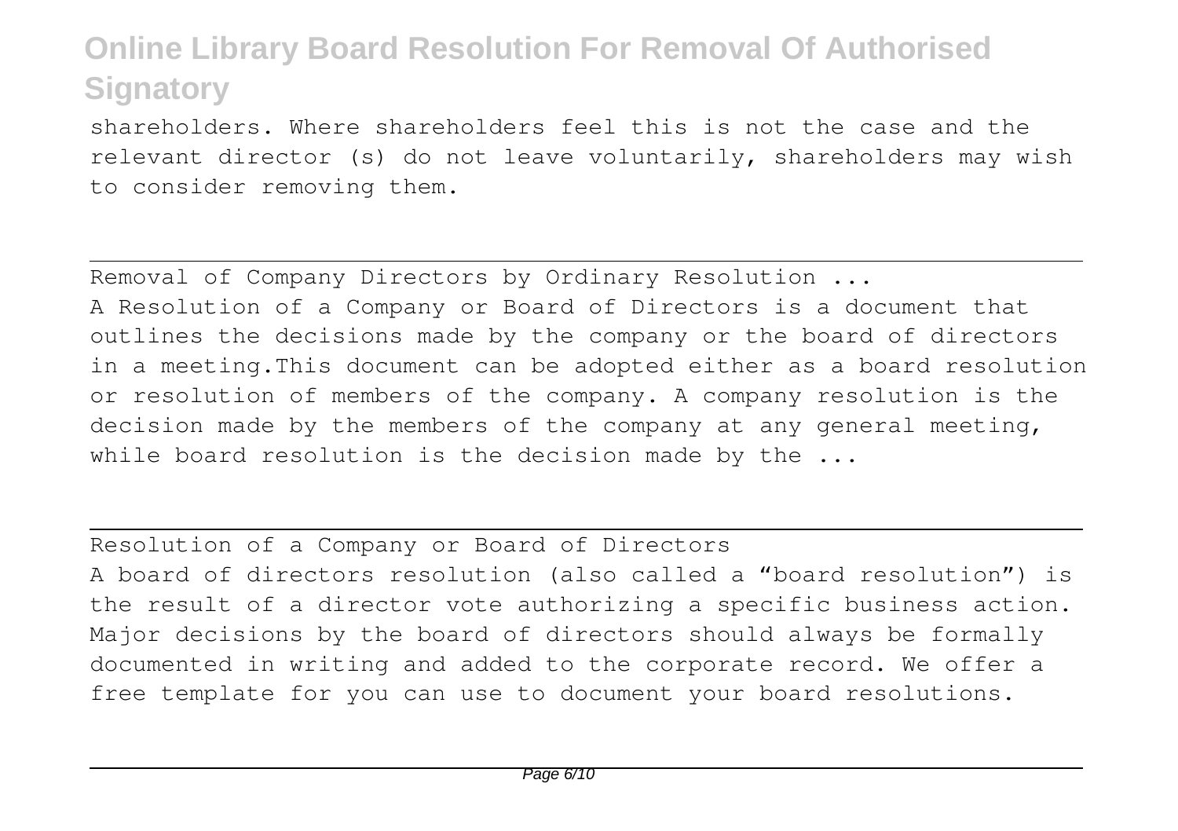shareholders. Where shareholders feel this is not the case and the relevant director (s) do not leave voluntarily, shareholders may wish to consider removing them.

## Removal of Company Directors by Ordinary Resolution ...

A Resolution of a Company or Board of Directors is a document that outlines the decisions made by the company or the board of directors in a meeting.This document can be adopted either as a board resolution or resolution of members of the company. A company resolution is the decision made by the members of the company at any general meeting, while board resolution is the decision made by the ...

## Resolution of a Company or Board of Directors

A board of directors resolution (also called a "board resolution") is the result of a director vote authorizing a specific business action. Major decisions by the board of directors should always be formally documented in writing and added to the corporate record. We offer a free template for you can use to document your board resolutions.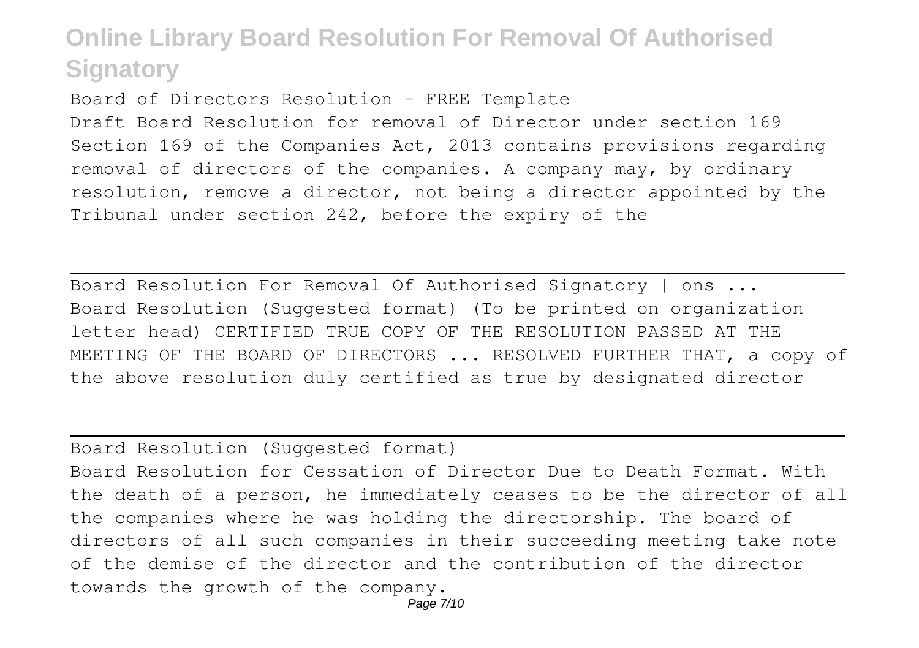Board of Directors Resolution - FREE Template

Draft Board Resolution for removal of Director under section 169 Section 169 of the Companies Act, 2013 contains provisions regarding removal of directors of the companies. A company may, by ordinary resolution, remove a director, not being a director appointed by the Tribunal under section 242, before the expiry of the

---

Board Resolution For Removal Of Authorised Signatory | ons ...

Board Resolution (Suggested format) (To be printed on organization letter head) CERTIFIED TRUE COPY OF THE RESOLUTION PASSED AT THE MEETING OF THE BOARD OF DIRECTORS ... RESOLVED FURTHER THAT, a copy of the above resolution duly certified as true by designated director

---

Board Resolution (Suggested format)

Board Resolution for Cessation of Director Due to Death Format. With the death of a person, he immediately ceases to be the director of all the companies where he was holding the directorship. The board of directors of all such companies in their succeeding meeting take note of the demise of the director and the contribution of the director towards the growth of the company.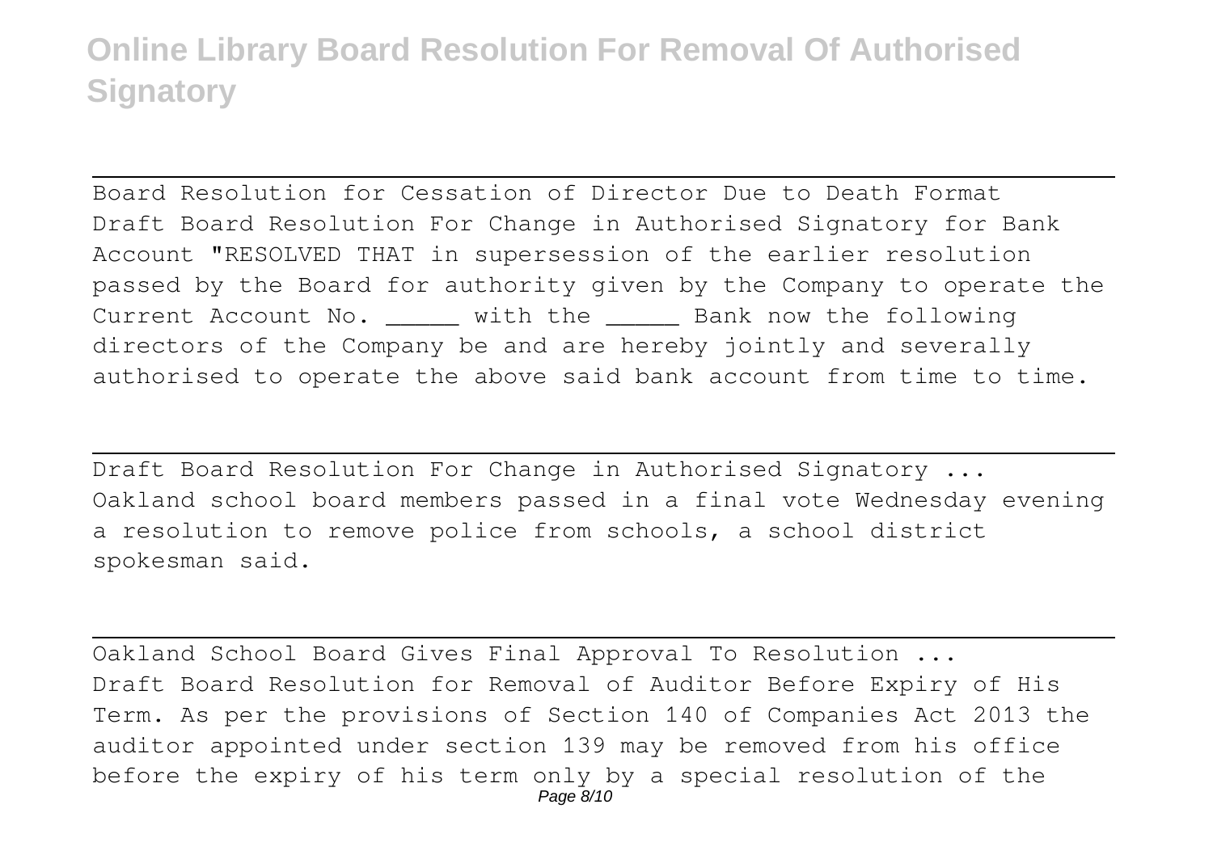Board Resolution for Cessation of Director Due to Death Format
Draft Board Resolution For Change in Authorised Signatory for Bank Account "RESOLVED THAT in supersession of the earlier resolution passed by the Board for authority given by the Company to operate the Current Account No. _____ with the _____ Bank now the following directors of the Company be and are hereby jointly and severally authorised to operate the above said bank account from time to time.

Draft Board Resolution For Change in Authorised Signatory ...
Oakland school board members passed in a final vote Wednesday evening a resolution to remove police from schools, a school district spokesman said.

Oakland School Board Gives Final Approval To Resolution ...
Draft Board Resolution for Removal of Auditor Before Expiry of His Term. As per the provisions of Section 140 of Companies Act 2013 the auditor appointed under section 139 may be removed from his office before the expiry of his term only by a special resolution of the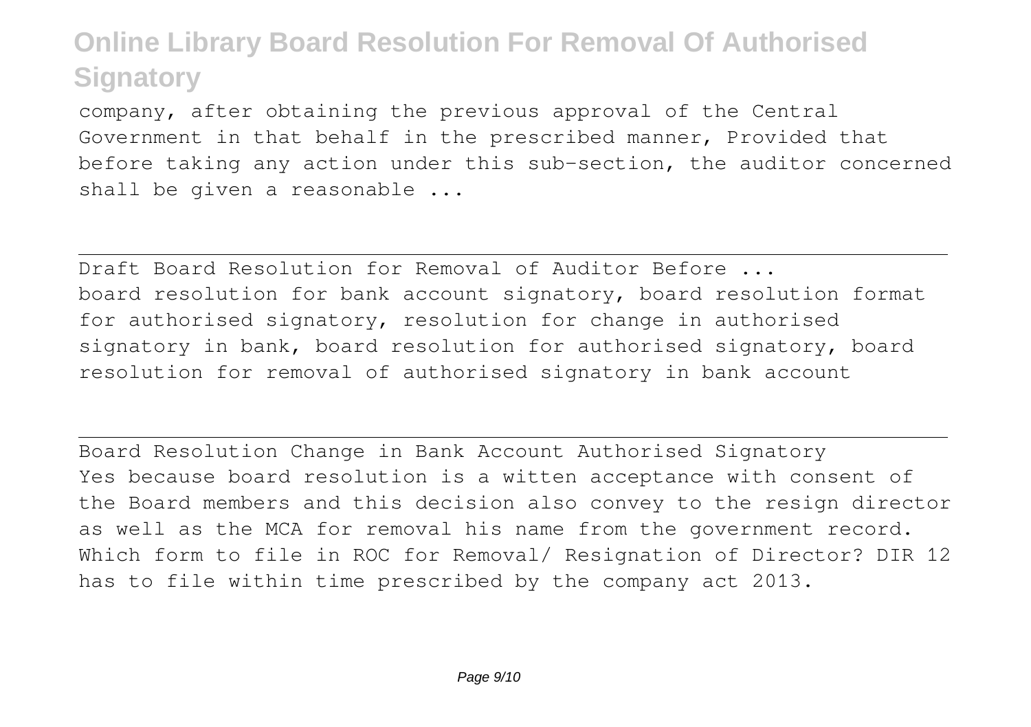company, after obtaining the previous approval of the Central Government in that behalf in the prescribed manner, Provided that before taking any action under this sub-section, the auditor concerned shall be given a reasonable ...

---

Draft Board Resolution for Removal of Auditor Before ...

board resolution for bank account signatory, board resolution format for authorised signatory, resolution for change in authorised signatory in bank, board resolution for authorised signatory, board resolution for removal of authorised signatory in bank account

---

Board Resolution Change in Bank Account Authorised Signatory

Yes because board resolution is a witten acceptance with consent of the Board members and this decision also convey to the resign director as well as the MCA for removal his name from the government record. Which form to file in ROC for Removal/ Resignation of Director? DIR 12 has to file within time prescribed by the company act 2013.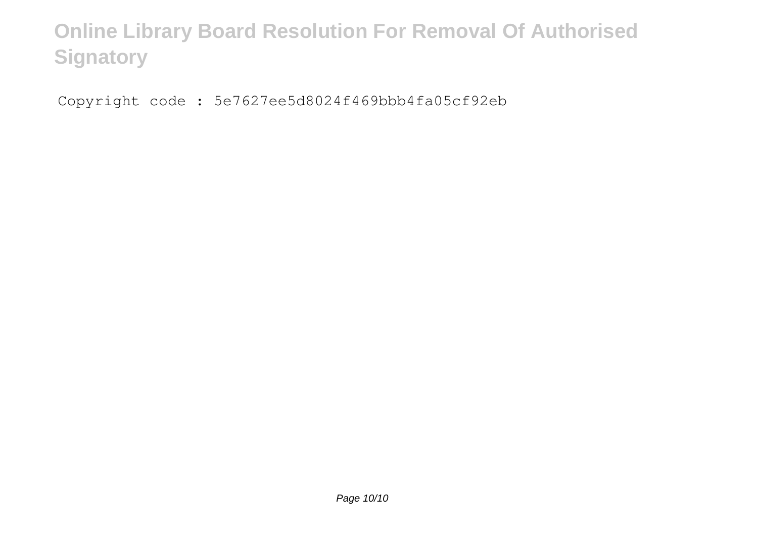Copyright code : 5e7627ee5d8024f469bbb4fa05cf92eb